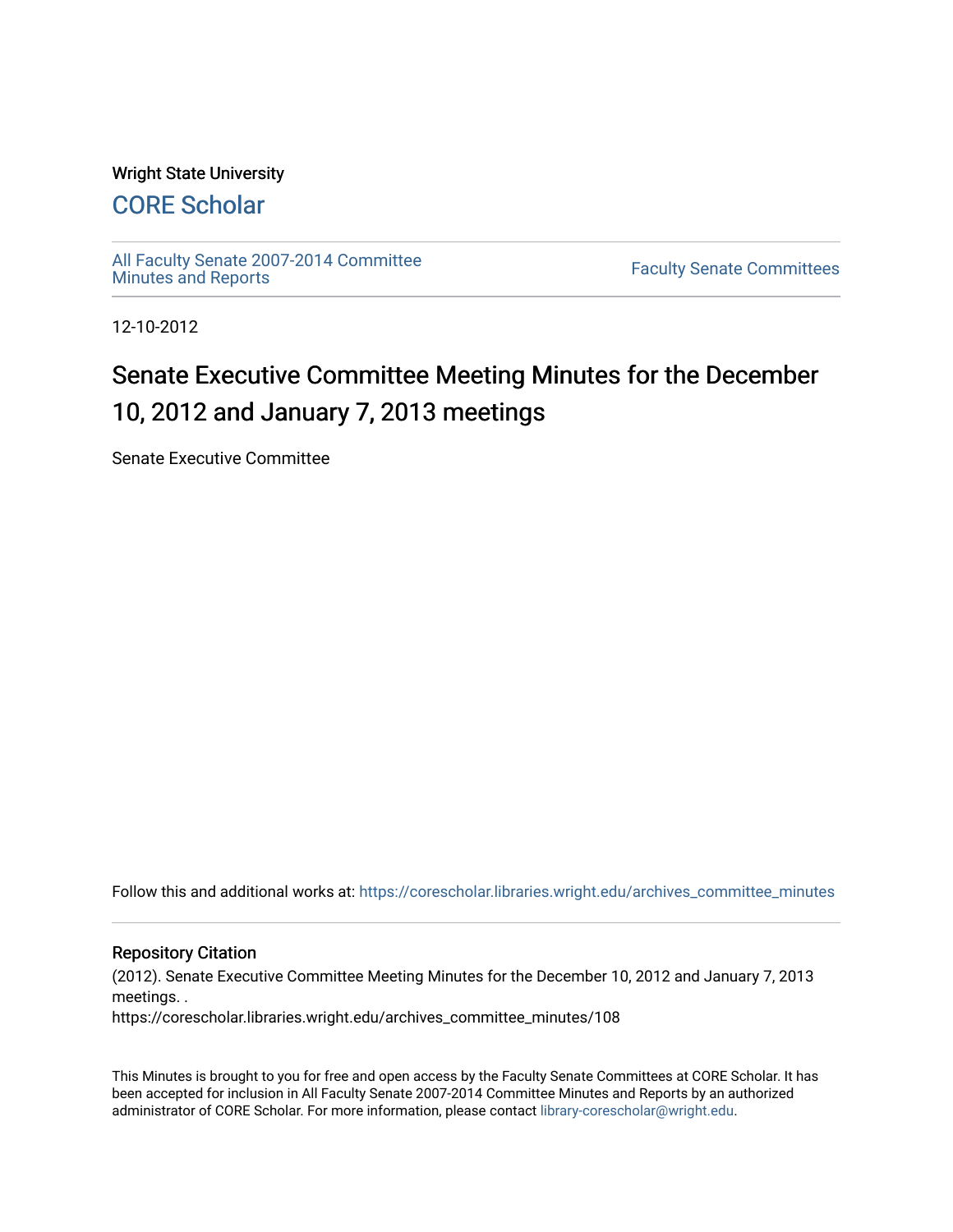Wright State University

## CORE Scholar

All Faculty Senate 2007-2014 Committee Minutes and Reports

Faculty Senate Committees

12-10-2012

# Senate Executive Committee Meeting Minutes for the December 10, 2012 and January 7, 2013 meetings

Senate Executive Committee

Follow this and additional works at: https://corescholar.libraries.wright.edu/archives_committee_minutes

### Repository Citation

(2012). Senate Executive Committee Meeting Minutes for the December 10, 2012 and January 7, 2013 meetings. .
https://corescholar.libraries.wright.edu/archives_committee_minutes/108

This Minutes is brought to you for free and open access by the Faculty Senate Committees at CORE Scholar. It has been accepted for inclusion in All Faculty Senate 2007-2014 Committee Minutes and Reports by an authorized administrator of CORE Scholar. For more information, please contact library-corescholar@wright.edu.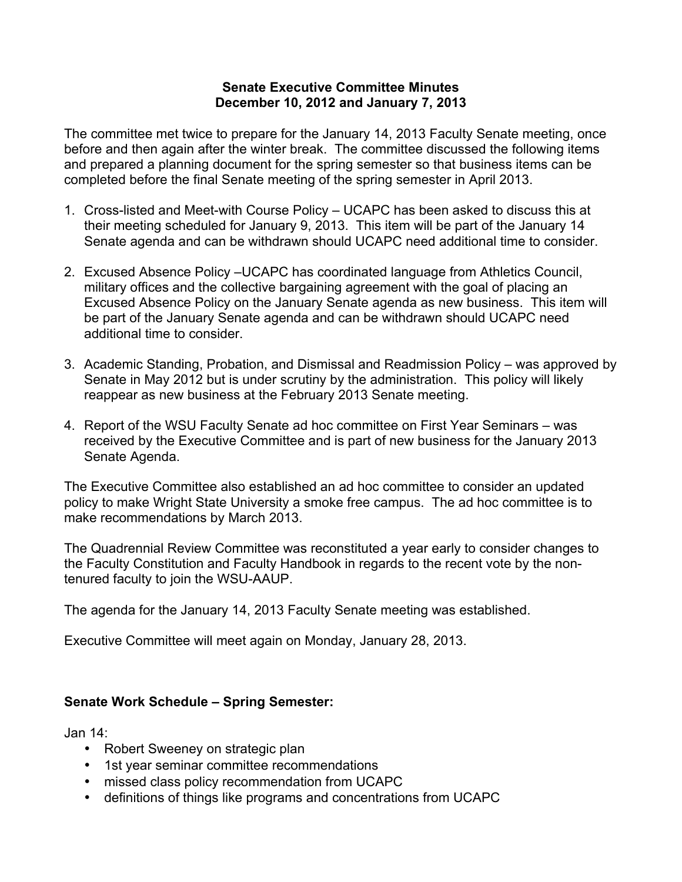**Senate Executive Committee Minutes**
**December 10, 2012 and January 7, 2013**

The committee met twice to prepare for the January 14, 2013 Faculty Senate meeting, once before and then again after the winter break. The committee discussed the following items and prepared a planning document for the spring semester so that business items can be completed before the final Senate meeting of the spring semester in April 2013.

1. Cross-listed and Meet-with Course Policy – UCAPC has been asked to discuss this at their meeting scheduled for January 9, 2013. This item will be part of the January 14 Senate agenda and can be withdrawn should UCAPC need additional time to consider.
2. Excused Absence Policy –UCAPC has coordinated language from Athletics Council, military offices and the collective bargaining agreement with the goal of placing an Excused Absence Policy on the January Senate agenda as new business. This item will be part of the January Senate agenda and can be withdrawn should UCAPC need additional time to consider.
3. Academic Standing, Probation, and Dismissal and Readmission Policy – was approved by Senate in May 2012 but is under scrutiny by the administration. This policy will likely reappear as new business at the February 2013 Senate meeting.
4. Report of the WSU Faculty Senate ad hoc committee on First Year Seminars – was received by the Executive Committee and is part of new business for the January 2013 Senate Agenda.

The Executive Committee also established an ad hoc committee to consider an updated policy to make Wright State University a smoke free campus. The ad hoc committee is to make recommendations by March 2013.

The Quadrennial Review Committee was reconstituted a year early to consider changes to the Faculty Constitution and Faculty Handbook in regards to the recent vote by the non-tenured faculty to join the WSU-AAUP.

The agenda for the January 14, 2013 Faculty Senate meeting was established.

Executive Committee will meet again on Monday, January 28, 2013.

**Senate Work Schedule – Spring Semester:**

Jan 14:

- Robert Sweeney on strategic plan
- 1st year seminar committee recommendations
- missed class policy recommendation from UCAPC
- definitions of things like programs and concentrations from UCAPC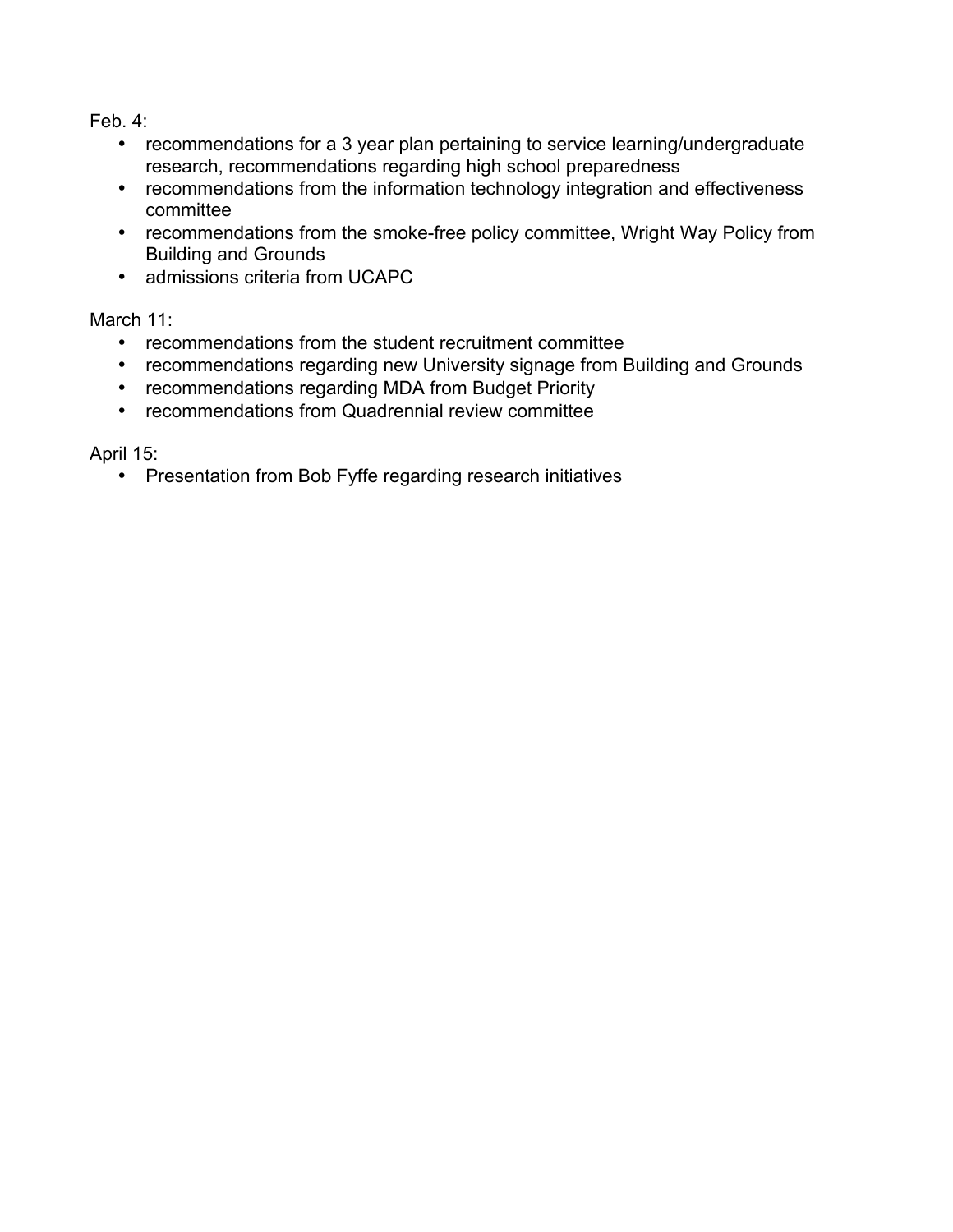Feb. 4:

- recommendations for a 3 year plan pertaining to service learning/undergraduate research, recommendations regarding high school preparedness
- recommendations from the information technology integration and effectiveness committee
- recommendations from the smoke-free policy committee, Wright Way Policy from Building and Grounds
- admissions criteria from UCAPC

March 11:

- recommendations from the student recruitment committee
- recommendations regarding new University signage from Building and Grounds
- recommendations regarding MDA from Budget Priority
- recommendations from Quadrennial review committee

April 15:

- Presentation from Bob Fyffe regarding research initiatives